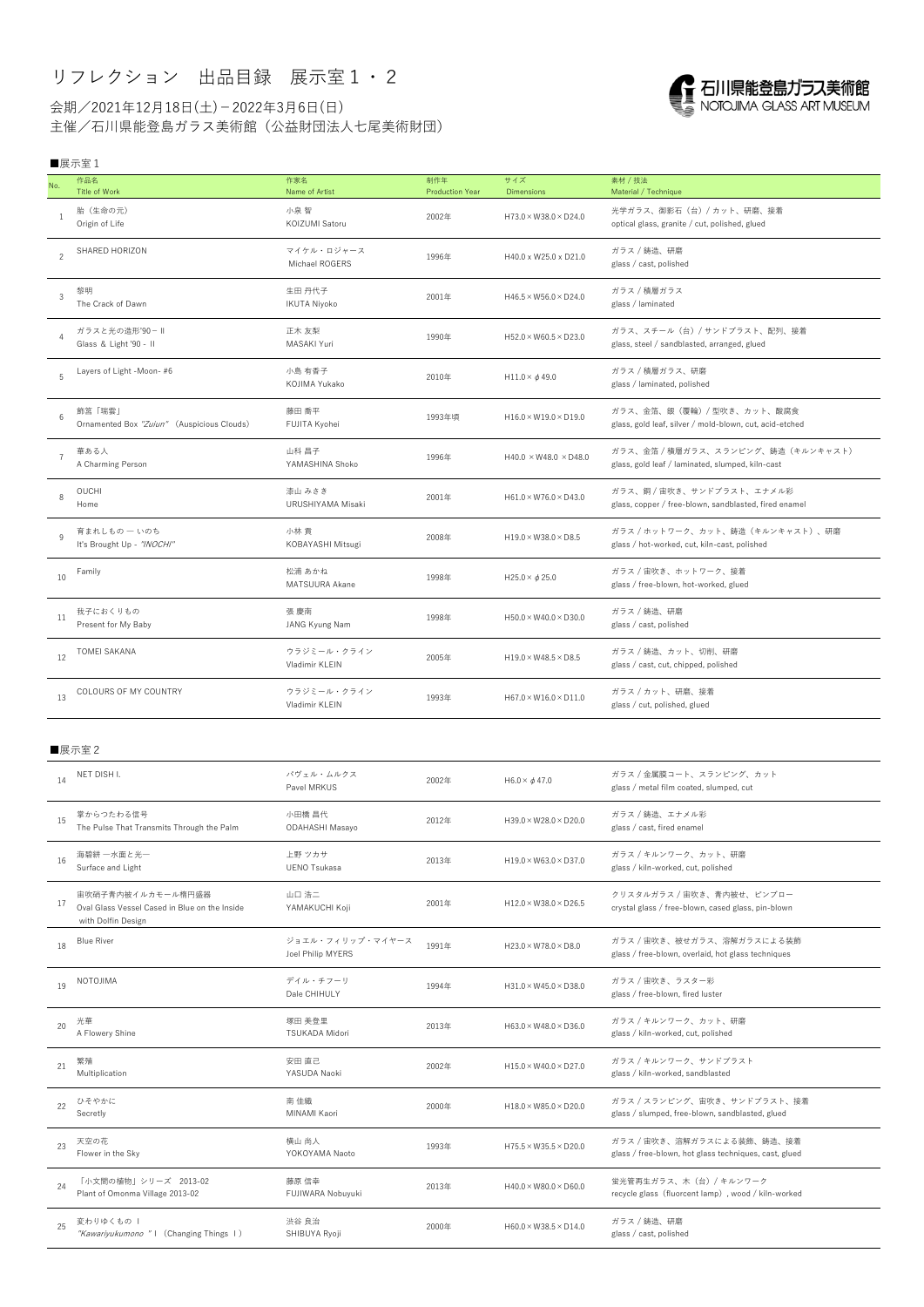# リフレクション　出品目録　展示室１・２

会期／2021年12月18日(土)－2022年3月6日(日)
主催／石川県能登島ガラス美術館（公益財団法人七尾美術財団）

石川県能登島ガラス美術館
NOTOJIMA GLASS ART MUSEUM

■展示室１

| No. | 作品名<br>Title of Work | 作家名<br>Name of Artist | 制作年<br>Production Year | サイズ<br>Dimensions | 素材 / 技法<br>Material / Technique |
|---|---|---|---|---|---|
| 1 | 胎（生命の元）<br>Origin of Life | 小泉 智<br>KOIZUMI Satoru | 2002年 | H73.0×W38.0×D24.0 | 光学ガラス、御影石（台）/ カット、研磨、接着<br>optical glass, granite / cut, polished, glued |
| 2 | SHARED HORIZON | マイケル・ロジャース<br>Michael ROGERS | 1996年 | H40.0 x W25.0 x D21.0 | ガラス / 鋳造、研磨<br>glass / cast, polished |
| 3 | 黎明<br>The Crack of Dawn | 生田 丹代子<br>IKUTA Niyoko | 2001年 | H46.5×W56.0×D24.0 | ガラス / 積層ガラス<br>glass / laminated |
| 4 | ガラスと光の造形'90－Ⅱ<br>Glass & Light '90 - II | 正木 友梨<br>MASAKI Yuri | 1990年 | H52.0×W60.5×D23.0 | ガラス、スチール（台）/ サンドブラスト、配列、接着<br>glass, steel / sandblasted, arranged, glued |
| 5 | Layers of Light -Moon- #6 | 小島 有香子<br>KOJIMA Yukako | 2010年 | H11.0×$\phi$49.0 | ガラス / 積層ガラス、研磨<br>glass / laminated, polished |
| 6 | 飾筥「瑞雲」<br>Ornamented Box *"Zuiun"* (Auspicious Clouds) | 藤田 喬平<br>FUJITA Kyohei | 1993年頃 | H16.0×W19.0×D19.0 | ガラス、金箔、銀（覆輪）/ 型吹き、カット、酸腐食<br>glass, gold leaf, silver / mold-blown, cut, acid-etched |
| 7 | 華ある人<br>A Charming Person | 山科 昌子<br>YAMASHINA Shoko | 1996年 | H40.0 ×W48.0 ×D48.0 | ガラス、金箔 / 積層ガラス、スランピング、鋳造（キルンキャスト）<br>glass, gold leaf / laminated, slumped, kiln-cast |
| 8 | OUCHI<br>Home | 漆山 みさき<br>URUSHIYAMA Misaki | 2001年 | H61.0×W76.0×D43.0 | ガラス、銅 / 宙吹き、サンドブラスト、エナメル彩<br>glass, copper / free-blown, sandblasted, fired enamel |
| 9 | 育まれしもの ― いのち<br>It's Brought Up - *"INOCHI"* | 小林 貢<br>KOBAYASHI Mitsugi | 2008年 | H19.0×W38.0×D8.5 | ガラス / ホットワーク、カット、鋳造（キルンキャスト）、研磨<br>glass / hot-worked, cut, kiln-cast, polished |
| 10 | Family | 松浦 あかね<br>MATSUURA Akane | 1998年 | H25.0×$\phi$25.0 | ガラス / 宙吹き、ホットワーク、接着<br>glass / free-blown, hot-worked, glued |
| 11 | 我子におくりもの<br>Present for My Baby | 張 慶南<br>JANG Kyung Nam | 1998年 | H50.0×W40.0×D30.0 | ガラス / 鋳造、研磨<br>glass / cast, polished |
| 12 | TOMEI SAKANA | ウラジミール・クライン<br>Vladimir KLEIN | 2005年 | H19.0×W48.5×D8.5 | ガラス / 鋳造、カット、切削、研磨<br>glass / cast, cut, chipped, polished |
| 13 | COLOURS OF MY COUNTRY | ウラジミール・クライン<br>Vladimir KLEIN | 1993年 | H67.0×W16.0×D11.0 | ガラス / カット、研磨、接着<br>glass / cut, polished, glued |

■展示室２

| No. | 作品名<br>Title of Work | 作家名<br>Name of Artist | 制作年<br>Production Year | サイズ<br>Dimensions | 素材 / 技法<br>Material / Technique |
|---|---|---|---|---|---|
| 14 | NET DISH I. | パヴェル・ムルクス<br>Pavel MRKUS | 2002年 | H6.0×$\phi$47.0 | ガラス / 金属膜コート、スランピング、カット<br>glass / metal film coated, slumped, cut |
| 15 | 掌からつたわる信号<br>The Pulse That Transmits Through the Palm | 小田橋 昌代<br>ODAHASHI Masayo | 2012年 | H39.0×W28.0×D20.0 | ガラス / 鋳造、エナメル彩<br>glass / cast, fired enamel |
| 16 | 海碧耕 ―水面と光―<br>Surface and Light | 上野 ツカサ<br>UENO Tsukasa | 2013年 | H19.0×W63.0×D37.0 | ガラス / キルンワーク、カット、研磨<br>glass / kiln-worked, cut, polished |
| 17 | 宙吹硝子青内被イルカモール楕円盛器<br>Oval Glass Vessel Cased in Blue on the Inside with Dolfin Design | 山口 浩二<br>YAMAKUCHI Koji | 2001年 | H12.0×W38.0×D26.5 | クリスタルガラス / 宙吹き、青内被せ、ピンブロー<br>crystal glass / free-blown, cased glass, pin-blown |
| 18 | Blue River | ジョエル・フィリップ・マイヤース<br>Joel Philip MYERS | 1991年 | H23.0×W78.0×D8.0 | ガラス / 宙吹き、被せガラス、溶解ガラスによる装飾<br>glass / free-blown, overlaid, hot glass techniques |
| 19 | NOTOJIMA | デイル・チフーリ<br>Dale CHIHULY | 1994年 | H31.0×W45.0×D38.0 | ガラス / 宙吹き、ラスター彩<br>glass / free-blown, fired luster |
| 20 | 光華<br>A Flowery Shine | 塚田 美登里<br>TSUKADA Midori | 2013年 | H63.0×W48.0×D36.0 | ガラス / キルンワーク、カット、研磨<br>glass / kiln-worked, cut, polished |
| 21 | 繁殖<br>Multiplication | 安田 直己<br>YASUDA Naoki | 2002年 | H15.0×W40.0×D27.0 | ガラス / キルンワーク、サンドブラスト<br>glass / kiln-worked, sandblasted |
| 22 | ひそやかに<br>Secretly | 南 佳織<br>MINAMI Kaori | 2000年 | H18.0×W85.0×D20.0 | ガラス / スランピング、宙吹き、サンドブラスト、接着<br>glass / slumped, free-blown, sandblasted, glued |
| 23 | 天空の花<br>Flower in the Sky | 横山 尚人<br>YOKOYAMA Naoto | 1993年 | H75.5×W35.5×D20.0 | ガラス / 宙吹き、溶解ガラスによる装飾、鋳造、接着<br>glass / free-blown, hot glass techniques, cast, glued |
| 24 | 「小文間の植物」シリーズ　2013-02<br>Plant of Omonma Village 2013-02 | 藤原 信幸<br>FUJIWARA Nobuyuki | 2013年 | H40.0×W80.0×D60.0 | 蛍光管再生ガラス、木（台）/ キルンワーク<br>recycle glass（fluorcent lamp）, wood / kiln-worked |
| 25 | 変わりゆくもの Ⅰ<br>*"Kawariyukumono"* Ⅰ (Changing Things Ⅰ) | 渋谷 良治<br>SHIBUYA Ryoji | 2000年 | H60.0×W38.5×D14.0 | ガラス / 鋳造、研磨<br>glass / cast, polished |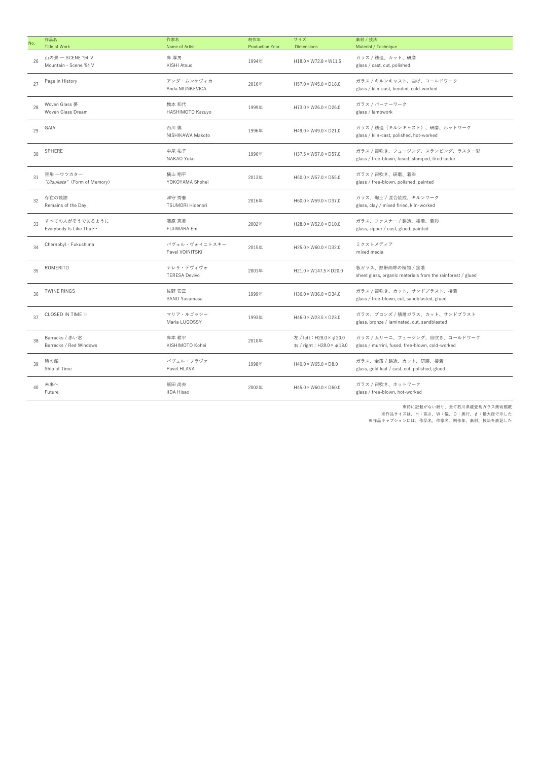| No. | 作品名<br>Title of Work | 作家名<br>Name of Artist | 制作年<br>Production Year | サイズ<br>Dimensions | 素材 / 技法<br>Material / Technique |
|---|---|---|---|---|---|
| 26 | 山の景 — SCENE '94 V<br>Mountain - Scene '94 V | 岸 厚男<br>KISHI Atsuo | 1994年 | H18.0×W72.8×W11.5 | ガラス / 鋳造、カット、研磨<br>glass / cast, cut, polished |
| 27 | Page in History | アンダ・ムンケヴィカ<br>Anda MUNKEVICA | 2016年 | H57.0×W45.0×D18.0 | ガラス / キルンキャスト、曲げ、コールドワーク<br>glass / kiln-cast, bended, cold-worked |
| 28 | Woven Glass 夢<br>Woven Glass Dream | 橋本 和代<br>HASHIMOTO Kazuyo | 1999年 | H73.0×W26.0×D26.0 | ガラス / バーナーワーク<br>glass / lampwork |
| 29 | GAIA | 西川 慎<br>NISHIKAWA Makoto | 1996年 | H49.0×W49.0×D21.0 | ガラス / 鋳造（キルンキャスト）、研磨、ホットワーク<br>glass / kiln-cast, polished, hot-worked |
| 30 | SPHERE | 中尾 祐子<br>NAKAO Yuko | 1996年 | H37.5×W57.0×D57.0 | ガラス / 宙吹き、フュージング、スランピング、ラスター彩<br>glass / free-blown, fused, slumped, fired luster |
| 31 | 空形 —ウツカタ—<br>*"Utsukata"*（Form of Memory） | 横山 翔平<br>YOKOYAMA Shohei | 2013年 | H50.0×W57.0×D55.0 | ガラス / 宙吹き、研磨、着彩<br>glass / free-blown, polished, painted |
| 32 | 存在の痕跡<br>Remains of the Day | 津守 秀憲<br>TSUMORI Hidenori | 2016年 | H60.0×W59.0×D37.0 | ガラス、陶土 / 混合焼成、キルンワーク<br>glass, clay / mixed firied, kiln-worked |
| 33 | すべての人がそうであるように<br>Everybody Is Like That… | 藤原 恵美<br>FUJIWARA Emi | 2002年 | H28.0×W52.0×D10.0 | ガラス、ファスナー / 鋳造、接着、着彩<br>glass, zipper / cast, glued, painted |
| 34 | Chernobyl - Fukushima | パヴェル・ヴォイニトスキー<br>Pavel VOINITSKI | 2015年 | H25.0×W60.0×D32.0 | ミクストメディア<br>mixed media |
| 35 | ROMERITO | テレサ・デヴィヴォ<br>TERESA Devivo | 2001年 | H21.0×W147.5×D20.0 | 板ガラス、熱帯雨林の植物 / 接着<br>sheet glass, organic materials from the rainforest / glued |
| 36 | TWINE RINGS | 佐野 安正<br>SANO Yasumasa | 1999年 | H36.0×W36.0×D34.0 | ガラス / 宙吹き、カット、サンドブラスト、接着<br>glass / free-blown, cut, sandblasted, glued |
| 37 | CLOSED IN TIME Ⅱ | マリア・ルゴッシー<br>Maria LUGOSSY | 1993年 | H46.0×W23.5×D23.0 | ガラス、ブロンズ / 積層ガラス、カット、サンドブラスト<br>glass, bronze / laminated, cut, sandblasted |
| 38 | Barracks / 赤い窓<br>Barracks / Red Windows | 岸本 耕平<br>KISHIMOTO Kohei | 2010年 | 左 / left：H28.0×φ20.0<br>右 / right：H28.0×φ18.0 | ガラス / ムリーニ、フュージング、宙吹き、コールドワーク<br>glass / murrini, fused, free-blown, cold-worked |
| 39 | 時の船<br>Ship of Time | パヴェル・フラヴァ<br>Pavel HLAVA | 1998年 | H40.0×W65.0×D8.0 | ガラス、金箔 / 鋳造、カット、研磨、接着<br>glass, gold leaf / cast, cut, polished, glued |
| 40 | 未来へ<br>Future | 飯田 尚央<br>IIDA Hisao | 2002年 | H45.0×W60.0×D60.0 | ガラス / 宙吹き、ホットワーク<br>glass / free-blown, hot-worked |

※特に記載がない限り、全て石川県能登島ガラス美術館蔵
※作品サイズは、H：高さ、W：幅、D：奥行、φ：最大径で示した
※作品キャプションには、作品名、作家名、制作年、素材、技法を表記した